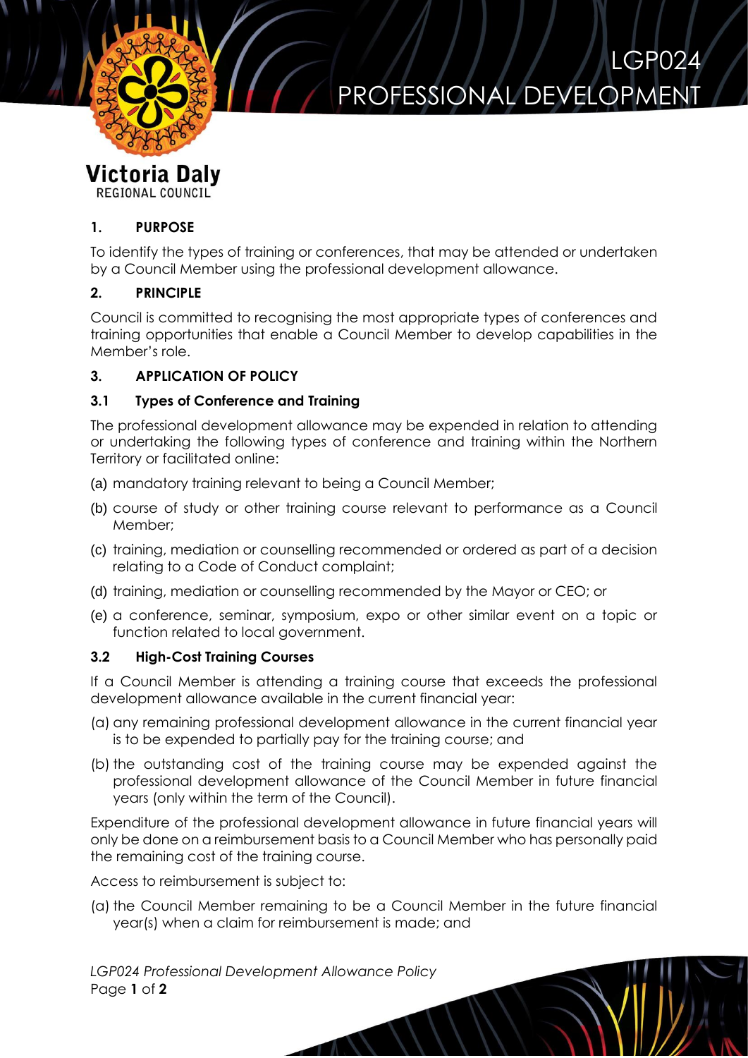# LGP024 PROFESSIONAL DEVELOPMENT

Victoria Daly
REGIONAL COUNCIL

## 1. PURPOSE

To identify the types of training or conferences, that may be attended or undertaken by a Council Member using the professional development allowance.

## 2. PRINCIPLE

Council is committed to recognising the most appropriate types of conferences and training opportunities that enable a Council Member to develop capabilities in the Member's role.

## 3. APPLICATION OF POLICY

### 3.1 Types of Conference and Training

The professional development allowance may be expended in relation to attending or undertaking the following types of conference and training within the Northern Territory or facilitated online:

(a) mandatory training relevant to being a Council Member;

(b) course of study or other training course relevant to performance as a Council Member;

(c) training, mediation or counselling recommended or ordered as part of a decision relating to a Code of Conduct complaint;

(d) training, mediation or counselling recommended by the Mayor or CEO; or

(e) a conference, seminar, symposium, expo or other similar event on a topic or function related to local government.

### 3.2 High-Cost Training Courses

If a Council Member is attending a training course that exceeds the professional development allowance available in the current financial year:

(a) any remaining professional development allowance in the current financial year is to be expended to partially pay for the training course; and

(b) the outstanding cost of the training course may be expended against the professional development allowance of the Council Member in future financial years (only within the term of the Council).

Expenditure of the professional development allowance in future financial years will only be done on a reimbursement basis to a Council Member who has personally paid the remaining cost of the training course.

Access to reimbursement is subject to:

(a) the Council Member remaining to be a Council Member in the future financial year(s) when a claim for reimbursement is made; and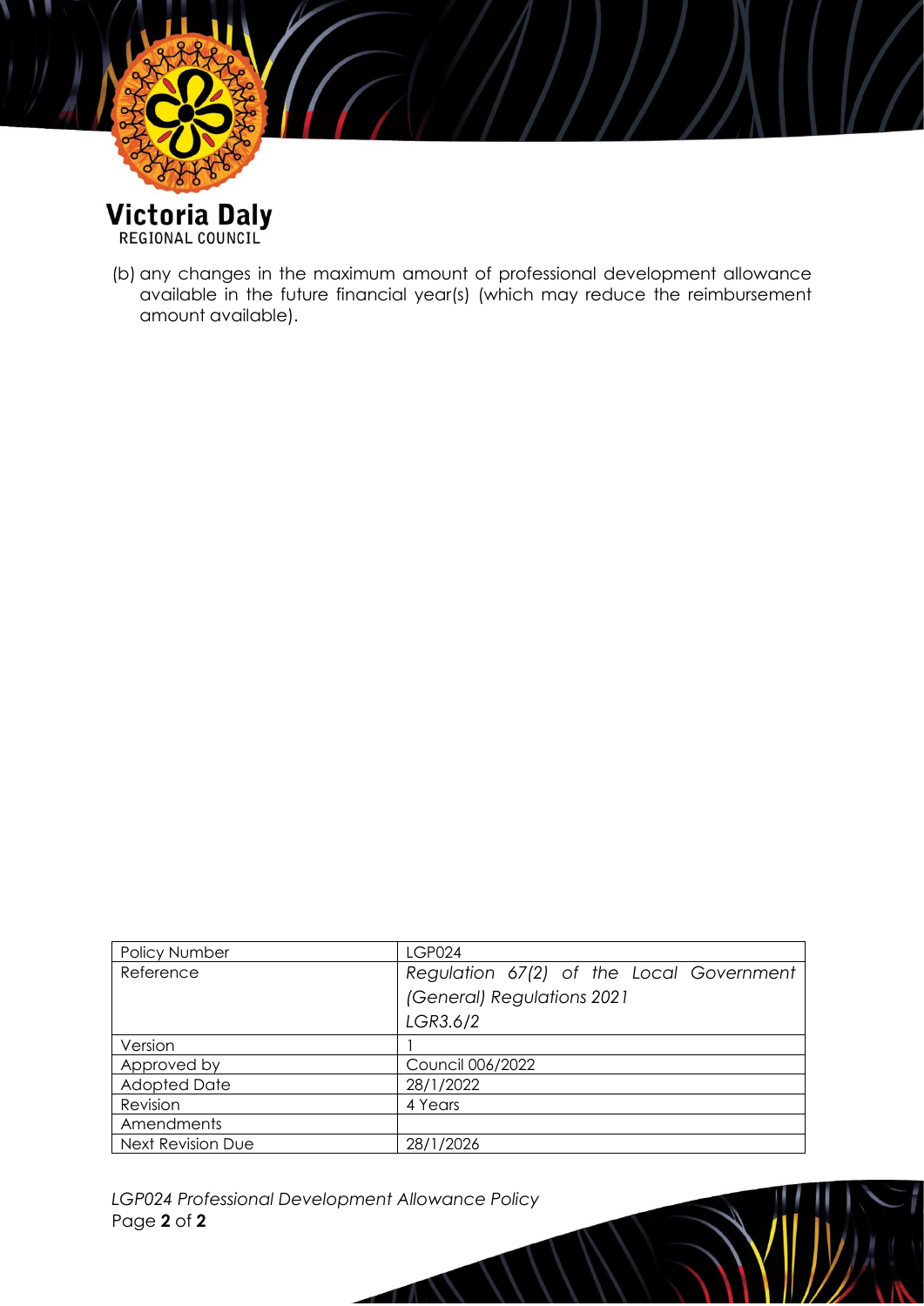(b) any changes in the maximum amount of professional development allowance available in the future financial year(s) (which may reduce the reimbursement amount available).

| | |
|---|---|
| Policy Number | LGP024 |
| Reference | *Regulation 67(2) of the Local Government (General) Regulations 2021*<br>*LGR3.6/2* |
| Version | 1 |
| Approved by | Council 006/2022 |
| Adopted Date | 28/1/2022 |
| Revision | 4 Years |
| Amendments | |
| Next Revision Due | 28/1/2026 |